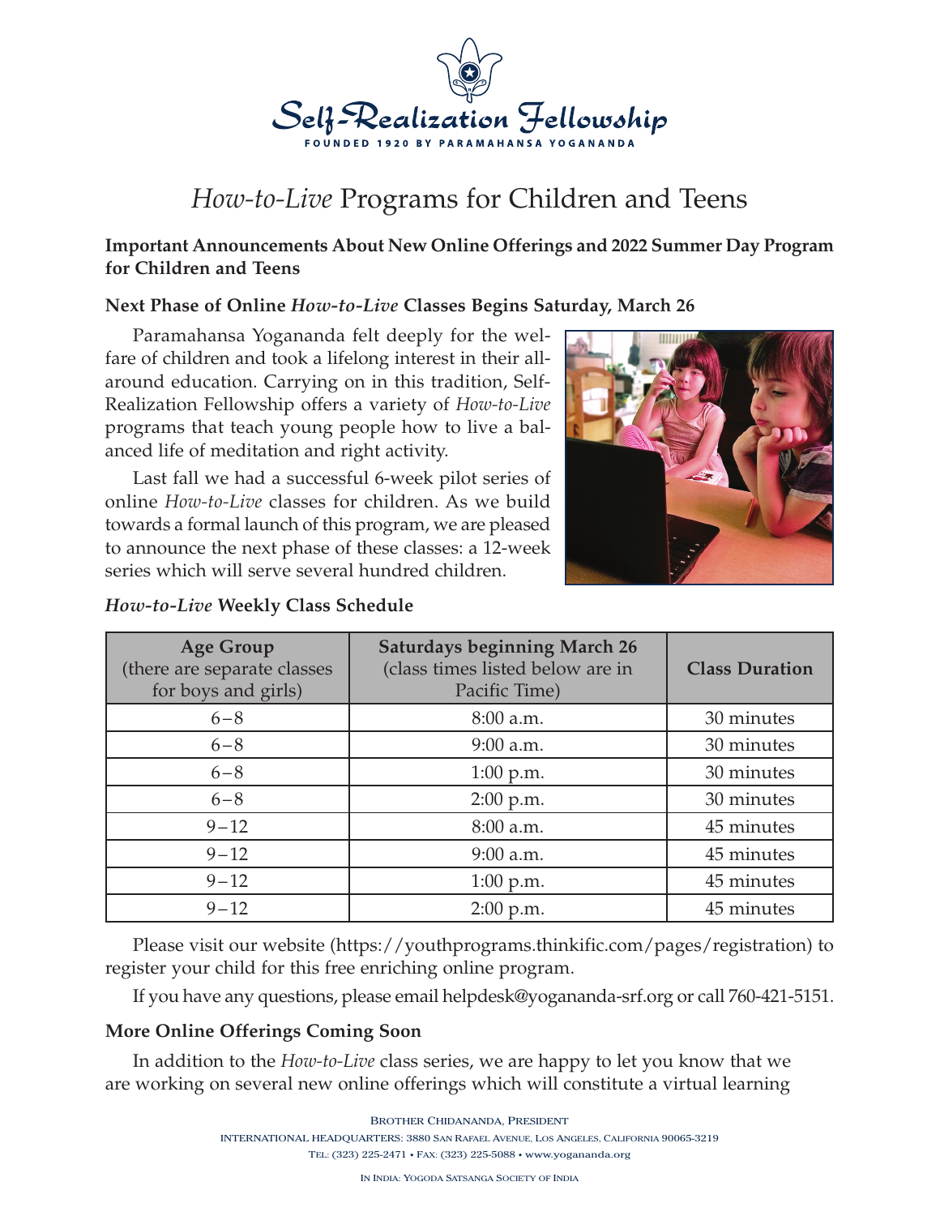Self-Realization Fellowship

FOUNDED 1920 BY PARAMAHANSA YOGANANDA

# *How-to-Live* Programs for Children and Teens

**Important Announcements About New Online Offerings and 2022 Summer Day Program for Children and Teens**

### Next Phase of Online *How-to-Live* Classes Begins Saturday, March 26

Paramahansa Yogananda felt deeply for the welfare of children and took a lifelong interest in their all-around education. Carrying on in this tradition, Self-Realization Fellowship offers a variety of *How-to-Live* programs that teach young people how to live a balanced life of meditation and right activity.

Last fall we had a successful 6-week pilot series of online *How-to-Live* classes for children. As we build towards a formal launch of this program, we are pleased to announce the next phase of these classes: a 12-week series which will serve several hundred children.

### *How-to-Live* Weekly Class Schedule

| Age Group (there are separate classes for boys and girls) | Saturdays beginning March 26 (class times listed below are in Pacific Time) | Class Duration |
|---|---|---|
| 6–8 | 8:00 a.m. | 30 minutes |
| 6–8 | 9:00 a.m. | 30 minutes |
| 6–8 | 1:00 p.m. | 30 minutes |
| 6–8 | 2:00 p.m. | 30 minutes |
| 9–12 | 8:00 a.m. | 45 minutes |
| 9–12 | 9:00 a.m. | 45 minutes |
| 9–12 | 1:00 p.m. | 45 minutes |
| 9–12 | 2:00 p.m. | 45 minutes |

Please visit our website (https://youthprograms.thinkific.com/pages/registration) to register your child for this free enriching online program.

If you have any questions, please email helpdesk@yogananda-srf.org or call 760-421-5151.

### More Online Offerings Coming Soon

In addition to the *How-to-Live* class series, we are happy to let you know that we are working on several new online offerings which will constitute a virtual learning

Brother Chidananda, President

International Headquarters: 3880 San Rafael Avenue, Los Angeles, California 90065-3219

Tel: (323) 225-2471 • Fax: (323) 225-5088 • www.yogananda.org

In India: Yogoda Satsanga Society of India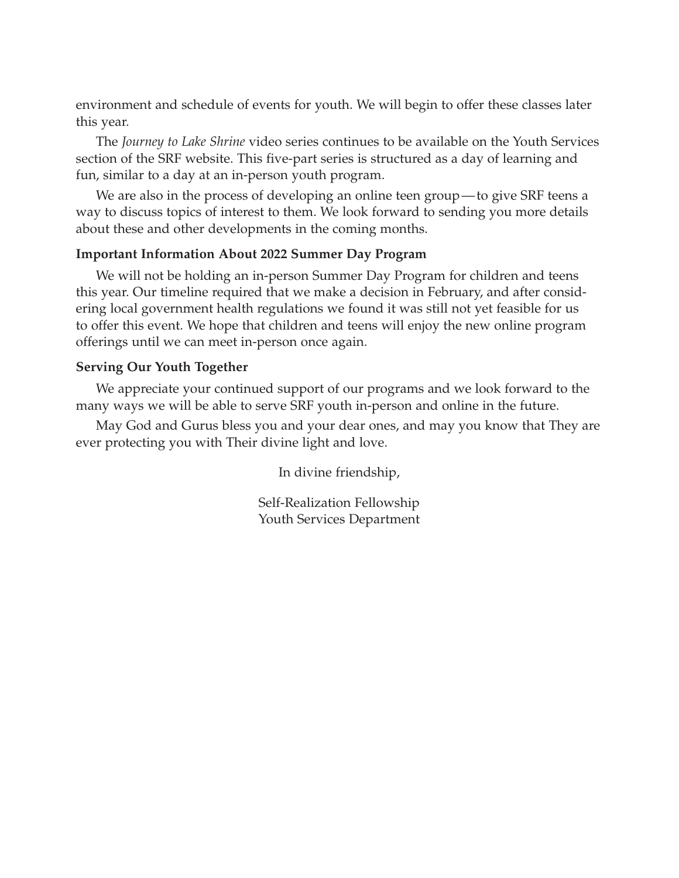environment and schedule of events for youth. We will begin to offer these classes later this year.

The *Journey to Lake Shrine* video series continues to be available on the Youth Services section of the SRF website. This five-part series is structured as a day of learning and fun, similar to a day at an in-person youth program.

We are also in the process of developing an online teen group—to give SRF teens a way to discuss topics of interest to them. We look forward to sending you more details about these and other developments in the coming months.

**Important Information About 2022 Summer Day Program**

We will not be holding an in-person Summer Day Program for children and teens this year. Our timeline required that we make a decision in February, and after considering local government health regulations we found it was still not yet feasible for us to offer this event. We hope that children and teens will enjoy the new online program offerings until we can meet in-person once again.

**Serving Our Youth Together**

We appreciate your continued support of our programs and we look forward to the many ways we will be able to serve SRF youth in-person and online in the future.

May God and Gurus bless you and your dear ones, and may you know that They are ever protecting you with Their divine light and love.

In divine friendship,

Self-Realization Fellowship
Youth Services Department